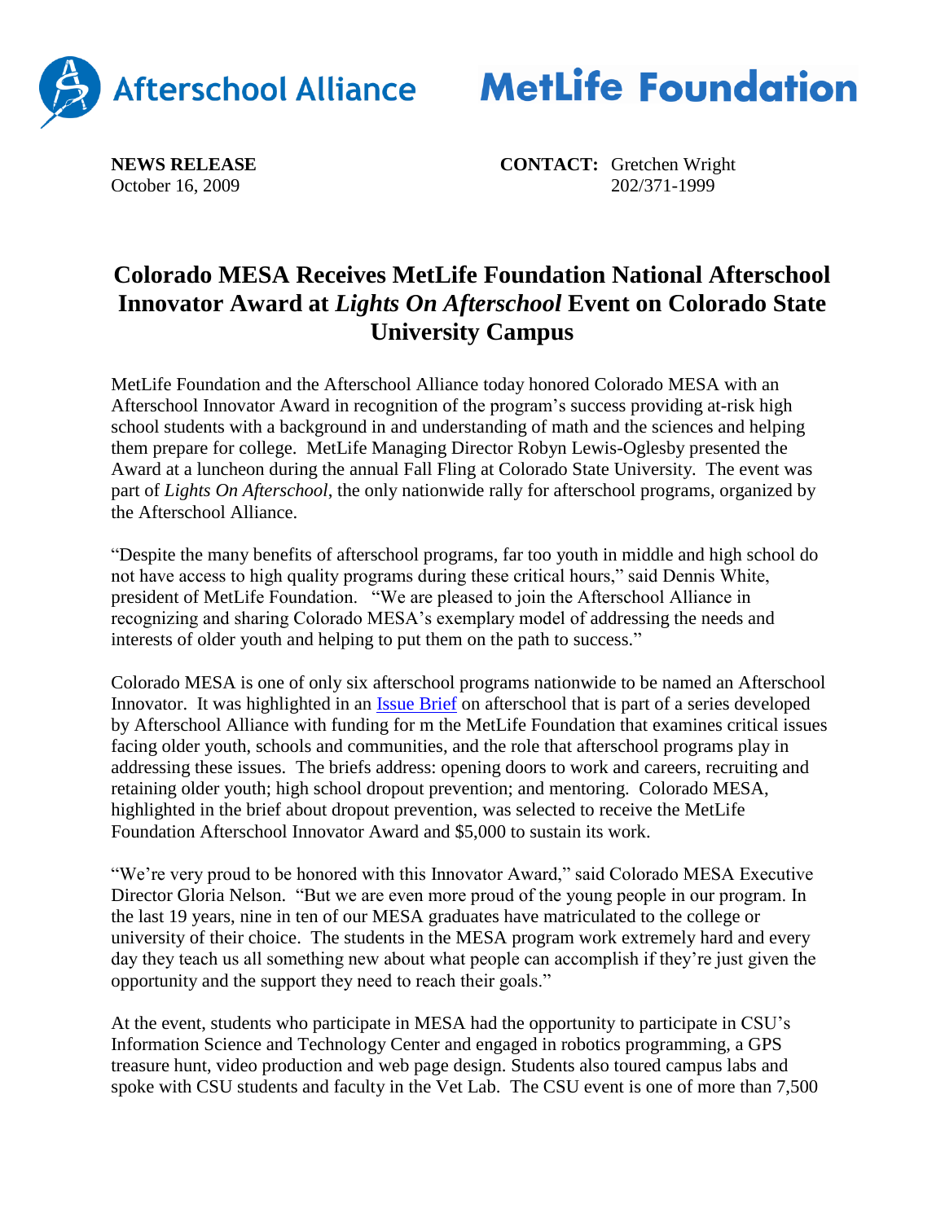Afterschool Alliance MetLife Foundation

**NEWS RELEASE**
October 16, 2009

**CONTACT:** Gretchen Wright
202/371-1999

# Colorado MESA Receives MetLife Foundation National Afterschool Innovator Award at *Lights On Afterschool* Event on Colorado State University Campus

MetLife Foundation and the Afterschool Alliance today honored Colorado MESA with an Afterschool Innovator Award in recognition of the program's success providing at-risk high school students with a background in and understanding of math and the sciences and helping them prepare for college. MetLife Managing Director Robyn Lewis-Oglesby presented the Award at a luncheon during the annual Fall Fling at Colorado State University. The event was part of *Lights On Afterschool*, the only nationwide rally for afterschool programs, organized by the Afterschool Alliance.

"Despite the many benefits of afterschool programs, far too youth in middle and high school do not have access to high quality programs during these critical hours," said Dennis White, president of MetLife Foundation. "We are pleased to join the Afterschool Alliance in recognizing and sharing Colorado MESA's exemplary model of addressing the needs and interests of older youth and helping to put them on the path to success."

Colorado MESA is one of only six afterschool programs nationwide to be named an Afterschool Innovator. It was highlighted in an Issue Brief on afterschool that is part of a series developed by Afterschool Alliance with funding for m the MetLife Foundation that examines critical issues facing older youth, schools and communities, and the role that afterschool programs play in addressing these issues. The briefs address: opening doors to work and careers, recruiting and retaining older youth; high school dropout prevention; and mentoring. Colorado MESA, highlighted in the brief about dropout prevention, was selected to receive the MetLife Foundation Afterschool Innovator Award and $5,000 to sustain its work.

"We're very proud to be honored with this Innovator Award," said Colorado MESA Executive Director Gloria Nelson. "But we are even more proud of the young people in our program. In the last 19 years, nine in ten of our MESA graduates have matriculated to the college or university of their choice. The students in the MESA program work extremely hard and every day they teach us all something new about what people can accomplish if they're just given the opportunity and the support they need to reach their goals."

At the event, students who participate in MESA had the opportunity to participate in CSU's Information Science and Technology Center and engaged in robotics programming, a GPS treasure hunt, video production and web page design. Students also toured campus labs and spoke with CSU students and faculty in the Vet Lab. The CSU event is one of more than 7,500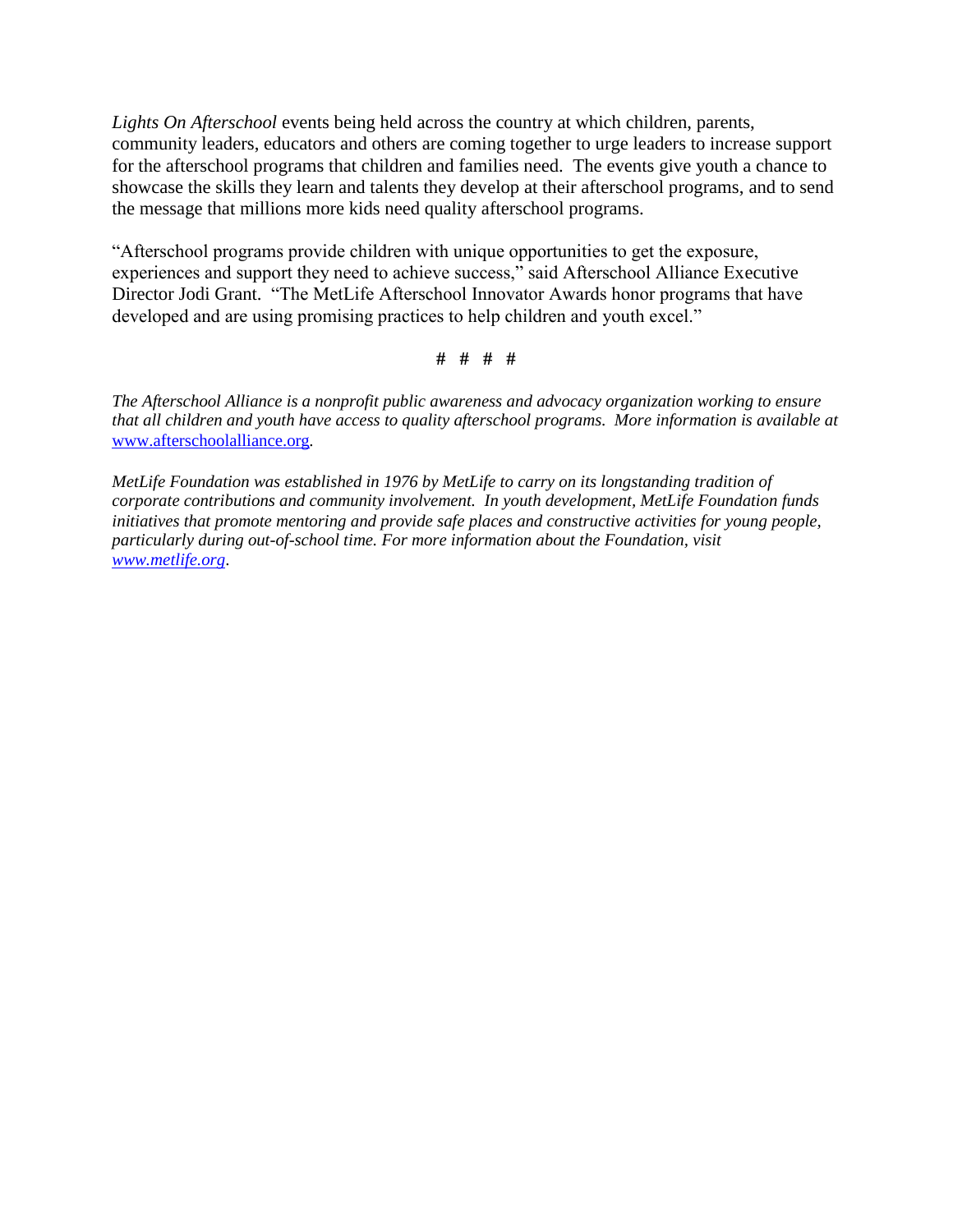*Lights On Afterschool* events being held across the country at which children, parents, community leaders, educators and others are coming together to urge leaders to increase support for the afterschool programs that children and families need. The events give youth a chance to showcase the skills they learn and talents they develop at their afterschool programs, and to send the message that millions more kids need quality afterschool programs.

"Afterschool programs provide children with unique opportunities to get the exposure, experiences and support they need to achieve success," said Afterschool Alliance Executive Director Jodi Grant. "The MetLife Afterschool Innovator Awards honor programs that have developed and are using promising practices to help children and youth excel."

# # # #

*The Afterschool Alliance is a nonprofit public awareness and advocacy organization working to ensure that all children and youth have access to quality afterschool programs. More information is available at* www.afterschoolalliance.org*.*

*MetLife Foundation was established in 1976 by MetLife to carry on its longstanding tradition of corporate contributions and community involvement. In youth development, MetLife Foundation funds initiatives that promote mentoring and provide safe places and constructive activities for young people, particularly during out-of-school time. For more information about the Foundation, visit www.metlife.org.*